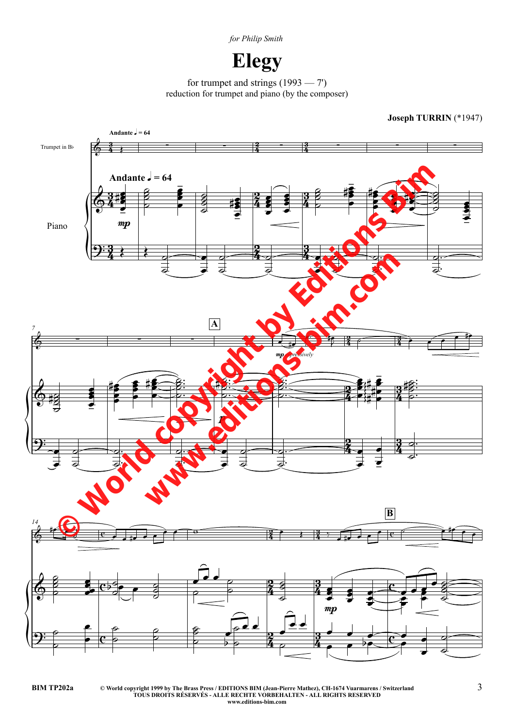*for Philip Smith*

# Elegy

for trumpet and strings (1993 — 7')
reduction for trumpet and piano (by the composer)

**Joseph TURRIN** (*1947)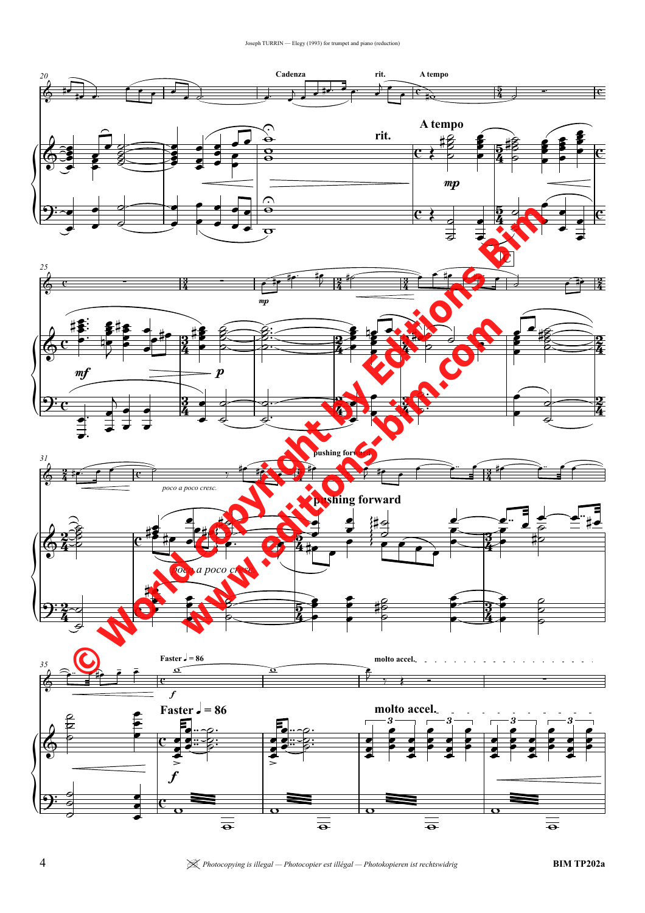Cadenza

rit.

A tempo

rit.

A tempo

*mp*

*mf*

*p*

*mp*

*poco a poco cresc.*

pushing forward

*poco a poco cresc.*

pushing forward

Faster ♩ = 86

*f*

molto accel.

Faster ♩ = 86

*f*

molto accel.

© World copyright by Editions Bim

www.editions-bim.com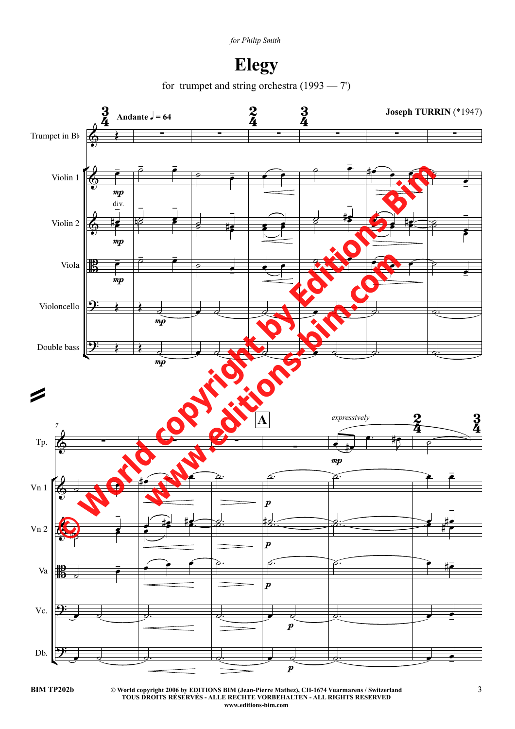*for Philip Smith*

# Elegy

for trumpet and string orchestra (1993 — 7')

**Joseph TURRIN** (*1947)

**Andante** ♩ = 64

Trumpet in B♭

Violin 1

Violin 2

Viola

Violoncello

Double bass

© World copyright by Editions Bim
www.editions-bim.com

BIM TP202b

© World copyright 2006 by EDITIONS BIM (Jean-Pierre Mathez), CH-1674 Vuarmarens / Switzerland
TOUS DROITS RÉSERVÉS - ALLE RECHTE VORBEHALTEN - ALL RIGHTS RESERVED
www.editions-bim.com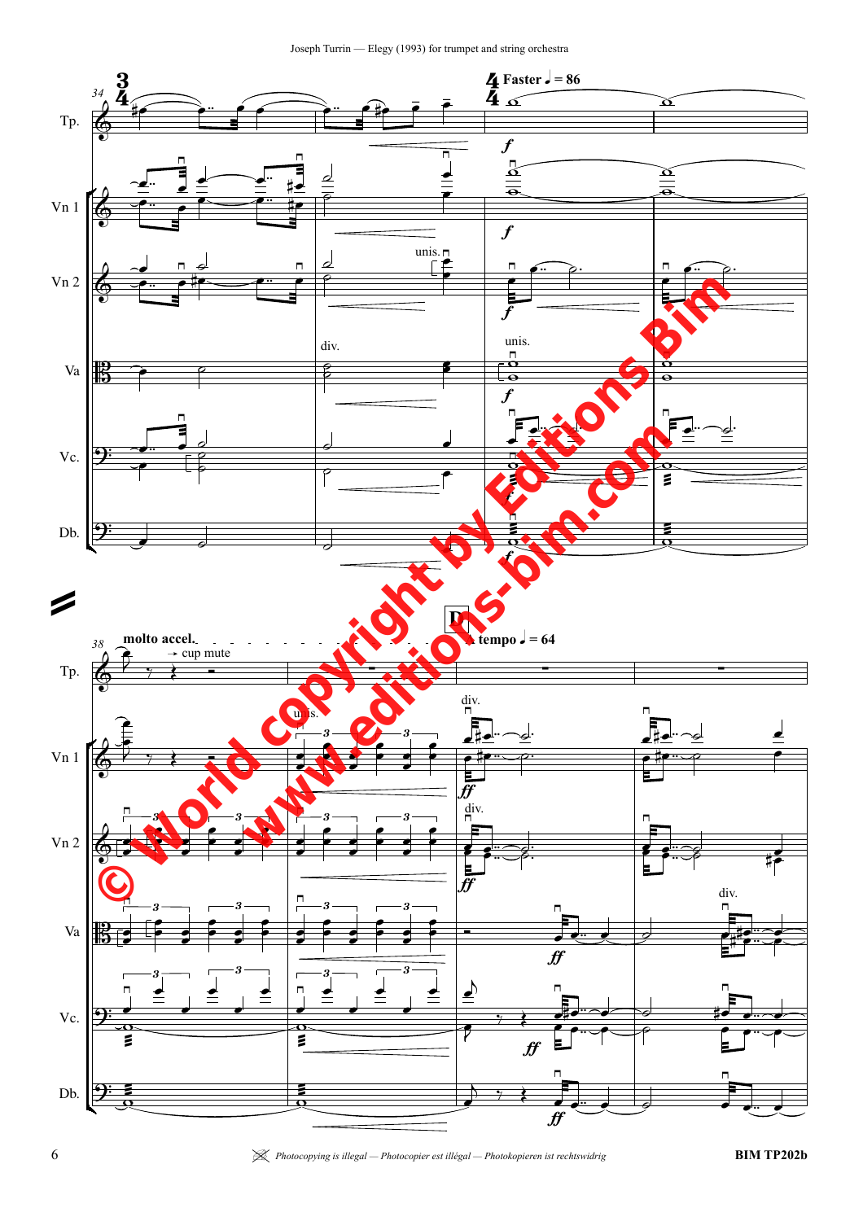34

Tp.

Vn 1

Vn 2

Va

Vc.

Db.

unis.

div.

unis.

Faster ♩ = 86

*f*

38

molto accel.

→ cup mute

unis.

D

A tempo ♩ = 64

div.

div.

div.

*ff*

© World copyright by Editions Bim

www.editions-bim.com

Photocopying is illegal — Photocopier est illégal — Photokopieren ist rechtswidrig

BIM TP202b